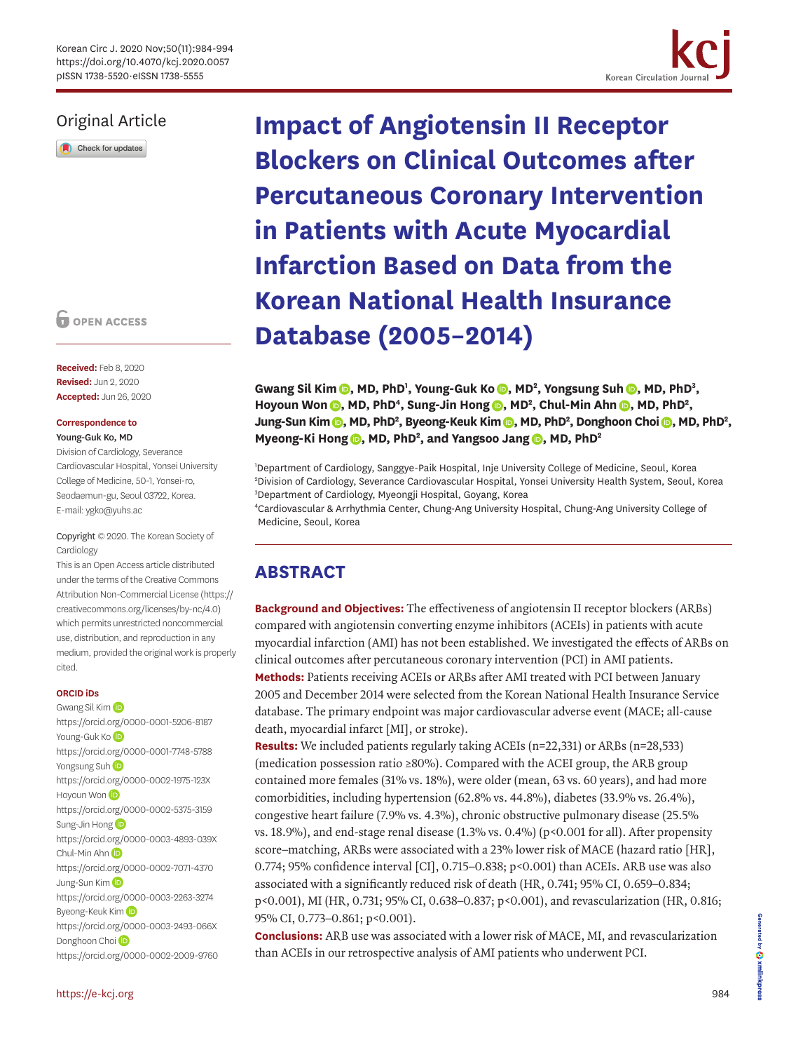Original Article

# Impact of Angiotensin II Receptor Blockers on Clinical Outcomes after Percutaneous Coronary Intervention in Patients with Acute Myocardial Infarction Based on Data from the Korean National Health Insurance Database (2005–2014)

**Gwang Sil Kim, MD, PhD[1], Young-Guk Ko, MD[2], Yongsung Suh, MD, PhD[3], Hoyoun Won, MD, PhD[4], Sung-Jin Hong, MD[2], Chul-Min Ahn, MD, PhD[2], Jung-Sun Kim, MD, PhD[2], Byeong-Keuk Kim, MD, PhD[2], Donghoon Choi, MD, PhD[2], Myeong-Ki Hong, MD, PhD[2], and Yangsoo Jang, MD, PhD[2]**

[1]Department of Cardiology, Sanggye-Paik Hospital, Inje University College of Medicine, Seoul, Korea
[2]Division of Cardiology, Severance Cardiovascular Hospital, Yonsei University Health System, Seoul, Korea
[3]Department of Cardiology, Myeongji Hospital, Goyang, Korea
[4]Cardiovascular & Arrhythmia Center, Chung-Ang University Hospital, Chung-Ang University College of Medicine, Seoul, Korea

OPEN ACCESS

**Received:** Feb 8, 2020
**Revised:** Jun 2, 2020
**Accepted:** Jun 26, 2020

**Correspondence to**
Young-Guk Ko, MD
Division of Cardiology, Severance Cardiovascular Hospital, Yonsei University College of Medicine, 50-1, Yonsei-ro, Seodaemun-gu, Seoul 03722, Korea.
E-mail: ygko@yuhs.ac

Copyright © 2020. The Korean Society of Cardiology
This is an Open Access article distributed under the terms of the Creative Commons Attribution Non-Commercial License (https://creativecommons.org/licenses/by-nc/4.0) which permits unrestricted noncommercial use, distribution, and reproduction in any medium, provided the original work is properly cited.

**ORCID iDs**
Gwang Sil Kim
https://orcid.org/0000-0001-5206-8187
Young-Guk Ko
https://orcid.org/0000-0001-7748-5788
Yongsung Suh
https://orcid.org/0000-0002-1975-123X
Hoyoun Won
https://orcid.org/0000-0002-5375-3159
Sung-Jin Hong
https://orcid.org/0000-0003-4893-039X
Chul-Min Ahn
https://orcid.org/0000-0002-7071-4370
Jung-Sun Kim
https://orcid.org/0000-0003-2263-3274
Byeong-Keuk Kim
https://orcid.org/0000-0003-2493-066X
Donghoon Choi
https://orcid.org/0000-0002-2009-9760

## ABSTRACT

**Background and Objectives:** The effectiveness of angiotensin II receptor blockers (ARBs) compared with angiotensin converting enzyme inhibitors (ACEIs) in patients with acute myocardial infarction (AMI) has not been established. We investigated the effects of ARBs on clinical outcomes after percutaneous coronary intervention (PCI) in AMI patients.

**Methods:** Patients receiving ACEIs or ARBs after AMI treated with PCI between January 2005 and December 2014 were selected from the Korean National Health Insurance Service database. The primary endpoint was major cardiovascular adverse event (MACE; all-cause death, myocardial infarct [MI], or stroke).

**Results:** We included patients regularly taking ACEIs (n=22,331) or ARBs (n=28,533) (medication possession ratio ≥80%). Compared with the ACEI group, the ARB group contained more females (31% vs. 18%), were older (mean, 63 vs. 60 years), and had more comorbidities, including hypertension (62.8% vs. 44.8%), diabetes (33.9% vs. 26.4%), congestive heart failure (7.9% vs. 4.3%), chronic obstructive pulmonary disease (25.5% vs. 18.9%), and end-stage renal disease (1.3% vs. 0.4%) (p<0.001 for all). After propensity score–matching, ARBs were associated with a 23% lower risk of MACE (hazard ratio [HR], 0.774; 95% confidence interval [CI], 0.715–0.838; p<0.001) than ACEIs. ARB use was also associated with a significantly reduced risk of death (HR, 0.741; 95% CI, 0.659–0.834; p<0.001), MI (HR, 0.731; 95% CI, 0.638–0.837; p<0.001), and revascularization (HR, 0.816; 95% CI, 0.773–0.861; p<0.001).

**Conclusions:** ARB use was associated with a lower risk of MACE, MI, and revascularization than ACEIs in our retrospective analysis of AMI patients who underwent PCI.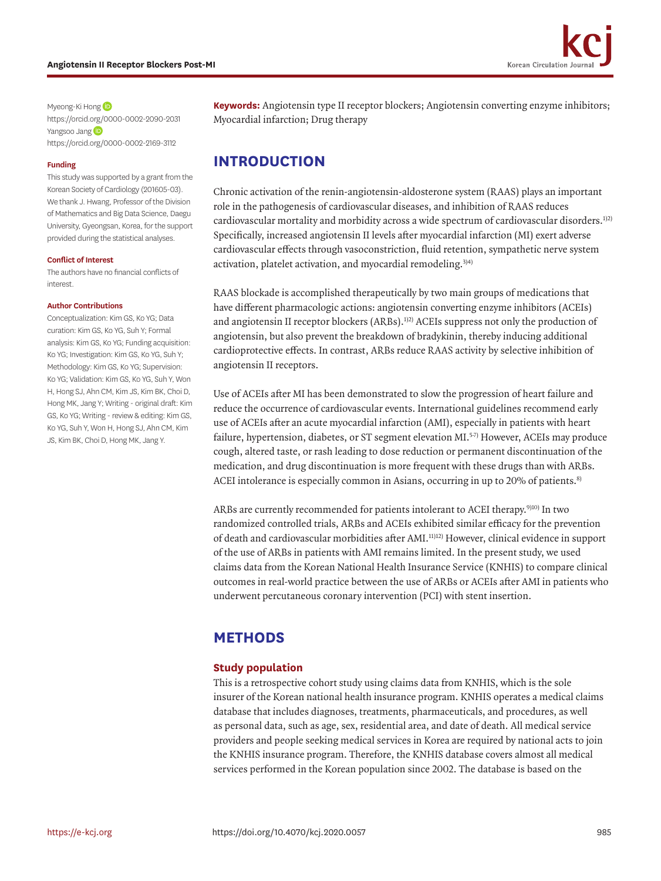Myeong-Ki Hong
https://orcid.org/0000-0002-2090-2031
Yangsoo Jang
https://orcid.org/0000-0002-2169-3112

**Funding**

This study was supported by a grant from the Korean Society of Cardiology (201605-03). We thank J. Hwang, Professor of the Division of Mathematics and Big Data Science, Daegu University, Gyeongsan, Korea, for the support provided during the statistical analyses.

**Conflict of Interest**

The authors have no financial conflicts of interest.

**Author Contributions**

Conceptualization: Kim GS, Ko YG; Data curation: Kim GS, Ko YG, Suh Y; Formal analysis: Kim GS, Ko YG; Funding acquisition: Ko YG; Investigation: Kim GS, Ko YG, Suh Y; Methodology: Kim GS, Ko YG; Supervision: Ko YG; Validation: Kim GS, Ko YG, Suh Y, Won H, Hong SJ, Ahn CM, Kim JS, Kim BK, Choi D, Hong MK, Jang Y; Writing - original draft: Kim GS, Ko YG; Writing - review & editing: Kim GS, Ko YG, Suh Y, Won H, Hong SJ, Ahn CM, Kim JS, Kim BK, Choi D, Hong MK, Jang Y.

**Keywords:** Angiotensin type II receptor blockers; Angiotensin converting enzyme inhibitors; Myocardial infarction; Drug therapy

## INTRODUCTION

Chronic activation of the renin-angiotensin-aldosterone system (RAAS) plays an important role in the pathogenesis of cardiovascular diseases, and inhibition of RAAS reduces cardiovascular mortality and morbidity across a wide spectrum of cardiovascular disorders.[1)2)] Specifically, increased angiotensin II levels after myocardial infarction (MI) exert adverse cardiovascular effects through vasoconstriction, fluid retention, sympathetic nerve system activation, platelet activation, and myocardial remodeling.[3)4)]

RAAS blockade is accomplished therapeutically by two main groups of medications that have different pharmacologic actions: angiotensin converting enzyme inhibitors (ACEIs) and angiotensin II receptor blockers (ARBs).[1)2)] ACEIs suppress not only the production of angiotensin, but also prevent the breakdown of bradykinin, thereby inducing additional cardioprotective effects. In contrast, ARBs reduce RAAS activity by selective inhibition of angiotensin II receptors.

Use of ACEIs after MI has been demonstrated to slow the progression of heart failure and reduce the occurrence of cardiovascular events. International guidelines recommend early use of ACEIs after an acute myocardial infarction (AMI), especially in patients with heart failure, hypertension, diabetes, or ST segment elevation MI.[5-7)] However, ACEIs may produce cough, altered taste, or rash leading to dose reduction or permanent discontinuation of the medication, and drug discontinuation is more frequent with these drugs than with ARBs. ACEI intolerance is especially common in Asians, occurring in up to 20% of patients.[8)]

ARBs are currently recommended for patients intolerant to ACEI therapy.[9)10)] In two randomized controlled trials, ARBs and ACEIs exhibited similar efficacy for the prevention of death and cardiovascular morbidities after AMI.[11)12)] However, clinical evidence in support of the use of ARBs in patients with AMI remains limited. In the present study, we used claims data from the Korean National Health Insurance Service (KNHIS) to compare clinical outcomes in real-world practice between the use of ARBs or ACEIs after AMI in patients who underwent percutaneous coronary intervention (PCI) with stent insertion.

## METHODS

### Study population

This is a retrospective cohort study using claims data from KNHIS, which is the sole insurer of the Korean national health insurance program. KNHIS operates a medical claims database that includes diagnoses, treatments, pharmaceuticals, and procedures, as well as personal data, such as age, sex, residential area, and date of death. All medical service providers and people seeking medical services in Korea are required by national acts to join the KNHIS insurance program. Therefore, the KNHIS database covers almost all medical services performed in the Korean population since 2002. The database is based on the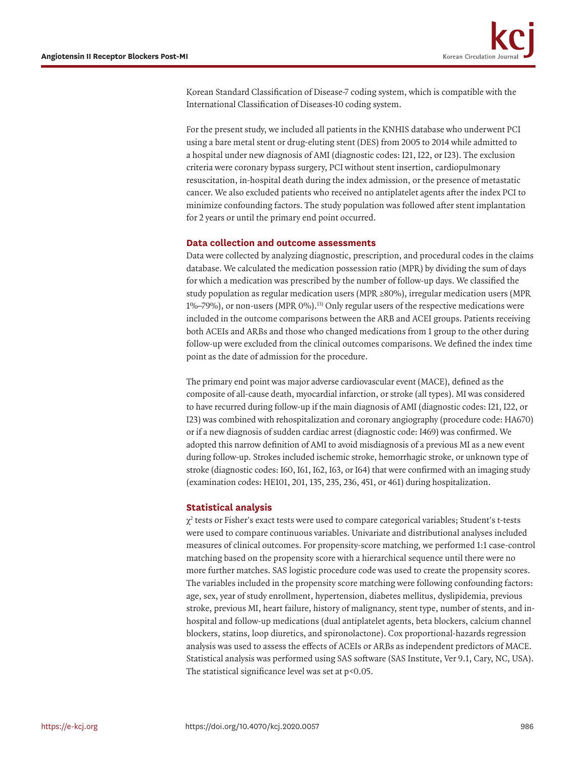Korean Standard Classification of Disease-7 coding system, which is compatible with the International Classification of Diseases-10 coding system.

For the present study, we included all patients in the KNHIS database who underwent PCI using a bare metal stent or drug-eluting stent (DES) from 2005 to 2014 while admitted to a hospital under new diagnosis of AMI (diagnostic codes: I21, I22, or I23). The exclusion criteria were coronary bypass surgery, PCI without stent insertion, cardiopulmonary resuscitation, in-hospital death during the index admission, or the presence of metastatic cancer. We also excluded patients who received no antiplatelet agents after the index PCI to minimize confounding factors. The study population was followed after stent implantation for 2 years or until the primary end point occurred.

### Data collection and outcome assessments

Data were collected by analyzing diagnostic, prescription, and procedural codes in the claims database. We calculated the medication possession ratio (MPR) by dividing the sum of days for which a medication was prescribed by the number of follow-up days. We classified the study population as regular medication users (MPR ≥80%), irregular medication users (MPR 1%–79%), or non-users (MPR 0%).[13] Only regular users of the respective medications were included in the outcome comparisons between the ARB and ACEI groups. Patients receiving both ACEIs and ARBs and those who changed medications from 1 group to the other during follow-up were excluded from the clinical outcomes comparisons. We defined the index time point as the date of admission for the procedure.

The primary end point was major adverse cardiovascular event (MACE), defined as the composite of all-cause death, myocardial infarction, or stroke (all types). MI was considered to have recurred during follow-up if the main diagnosis of AMI (diagnostic codes: I21, I22, or I23) was combined with rehospitalization and coronary angiography (procedure code: HA670) or if a new diagnosis of sudden cardiac arrest (diagnostic code: I469) was confirmed. We adopted this narrow definition of AMI to avoid misdiagnosis of a previous MI as a new event during follow-up. Strokes included ischemic stroke, hemorrhagic stroke, or unknown type of stroke (diagnostic codes: I60, I61, I62, I63, or I64) that were confirmed with an imaging study (examination codes: HE101, 201, 135, 235, 236, 451, or 461) during hospitalization.

### Statistical analysis

$\chi^2$ tests or Fisher's exact tests were used to compare categorical variables; Student's t-tests were used to compare continuous variables. Univariate and distributional analyses included measures of clinical outcomes. For propensity-score matching, we performed 1:1 case-control matching based on the propensity score with a hierarchical sequence until there were no more further matches. SAS logistic procedure code was used to create the propensity scores. The variables included in the propensity score matching were following confounding factors: age, sex, year of study enrollment, hypertension, diabetes mellitus, dyslipidemia, previous stroke, previous MI, heart failure, history of malignancy, stent type, number of stents, and in-hospital and follow-up medications (dual antiplatelet agents, beta blockers, calcium channel blockers, statins, loop diuretics, and spironolactone). Cox proportional-hazards regression analysis was used to assess the effects of ACEIs or ARBs as independent predictors of MACE. Statistical analysis was performed using SAS software (SAS Institute, Ver 9.1, Cary, NC, USA). The statistical significance level was set at $p<0.05$.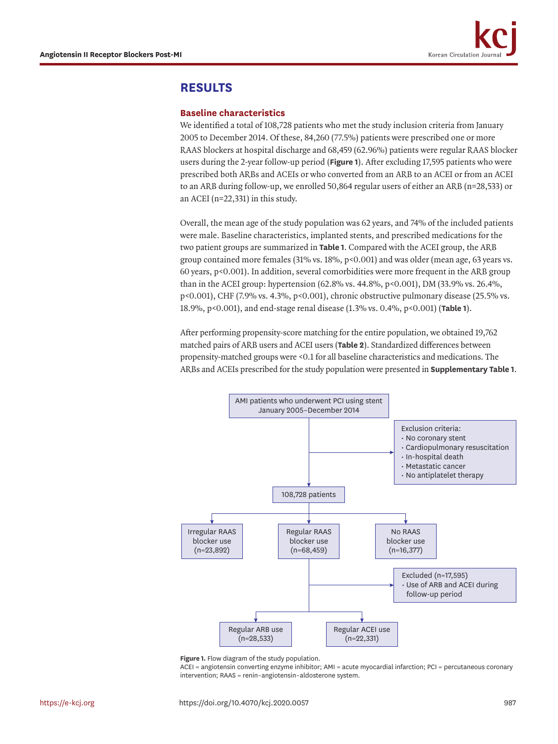# RESULTS

## Baseline characteristics

We identified a total of 108,728 patients who met the study inclusion criteria from January 2005 to December 2014. Of these, 84,260 (77.5%) patients were prescribed one or more RAAS blockers at hospital discharge and 68,459 (62.96%) patients were regular RAAS blocker users during the 2-year follow-up period (**Figure 1**). After excluding 17,595 patients who were prescribed both ARBs and ACEIs or who converted from an ARB to an ACEI or from an ACEI to an ARB during follow-up, we enrolled 50,864 regular users of either an ARB (n=28,533) or an ACEI (n=22,331) in this study.

Overall, the mean age of the study population was 62 years, and 74% of the included patients were male. Baseline characteristics, implanted stents, and prescribed medications for the two patient groups are summarized in **Table 1**. Compared with the ACEI group, the ARB group contained more females (31% vs. 18%, p<0.001) and was older (mean age, 63 years vs. 60 years, p<0.001). In addition, several comorbidities were more frequent in the ARB group than in the ACEI group: hypertension (62.8% vs. 44.8%, p<0.001), DM (33.9% vs. 26.4%, p<0.001), CHF (7.9% vs. 4.3%, p<0.001), chronic obstructive pulmonary disease (25.5% vs. 18.9%, p<0.001), and end-stage renal disease (1.3% vs. 0.4%, p<0.001) (**Table 1**).

After performing propensity-score matching for the entire population, we obtained 19,762 matched pairs of ARB users and ACEI users (**Table 2**). Standardized differences between propensity-matched groups were <0.1 for all baseline characteristics and medications. The ARBs and ACEIs prescribed for the study population were presented in **Supplementary Table 1**.

AMI patients who underwent PCI using stent January 2005–December 2014

Exclusion criteria:
- No coronary stent
- Cardiopulmonary resuscitation
- In-hospital death
- Metastatic cancer
- No antiplatelet therapy

108,728 patients

Irregular RAAS blocker use (n=23,892) | Regular RAAS blocker use (n=68,459) | No RAAS blocker use (n=16,377)

Excluded (n=17,595)
- Use of ARB and ACEI during follow-up period

Regular ARB use (n=28,533) | Regular ACEI use (n=22,331)

**Figure 1.** Flow diagram of the study population.
ACEI = angiotensin converting enzyme inhibitor; AMI = acute myocardial infarction; PCI = percutaneous coronary intervention; RAAS = renin–angiotensin–aldosterone system.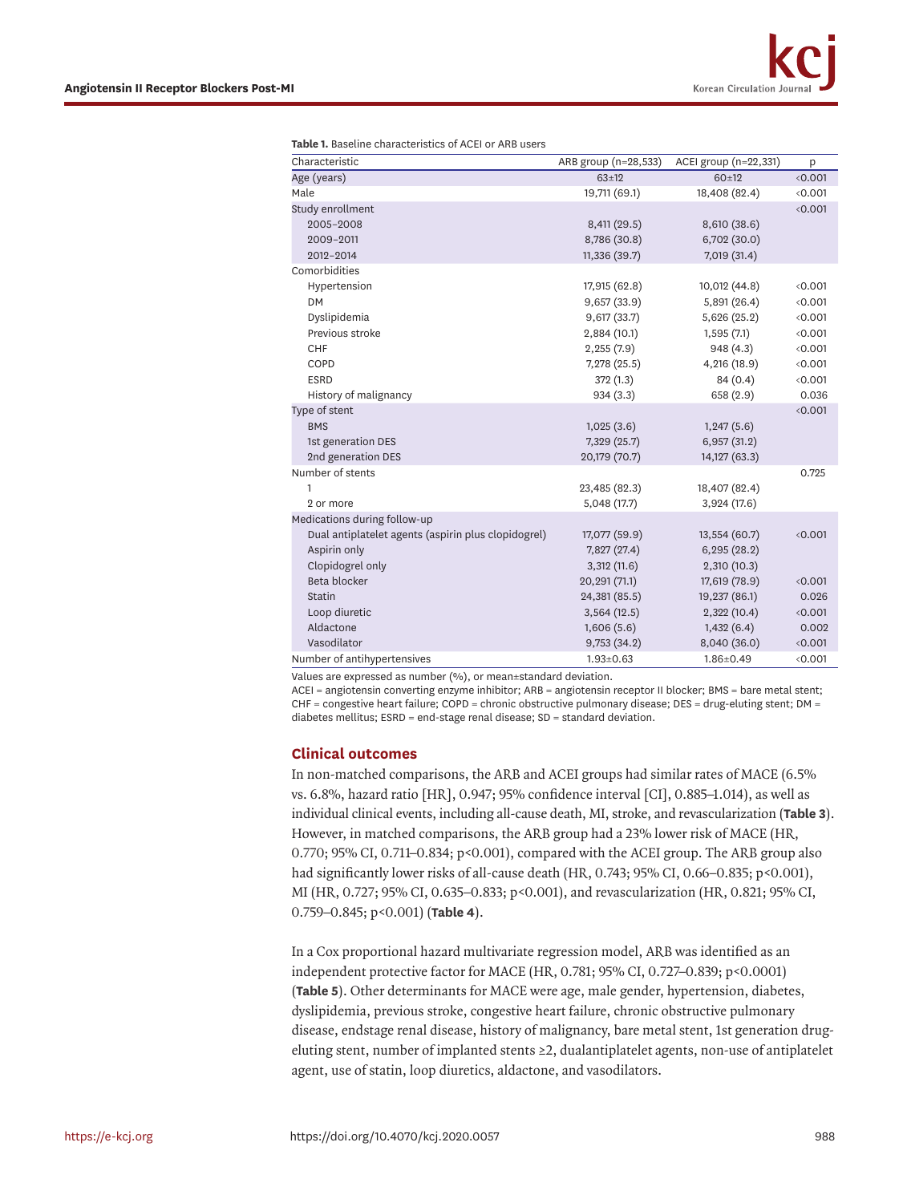**Table 1.** Baseline characteristics of ACEI or ARB users

| Characteristic | ARB group (n=28,533) | ACEI group (n=22,331) | p |
|---|---|---|---|
| Age (years) | 63±12 | 60±12 | <0.001 |
| Male | 19,711 (69.1) | 18,408 (82.4) | <0.001 |
| Study enrollment | | | <0.001 |
| 2005–2008 | 8,411 (29.5) | 8,610 (38.6) | |
| 2009–2011 | 8,786 (30.8) | 6,702 (30.0) | |
| 2012–2014 | 11,336 (39.7) | 7,019 (31.4) | |
| Comorbidities | | | |
| Hypertension | 17,915 (62.8) | 10,012 (44.8) | <0.001 |
| DM | 9,657 (33.9) | 5,891 (26.4) | <0.001 |
| Dyslipidemia | 9,617 (33.7) | 5,626 (25.2) | <0.001 |
| Previous stroke | 2,884 (10.1) | 1,595 (7.1) | <0.001 |
| CHF | 2,255 (7.9) | 948 (4.3) | <0.001 |
| COPD | 7,278 (25.5) | 4,216 (18.9) | <0.001 |
| ESRD | 372 (1.3) | 84 (0.4) | <0.001 |
| History of malignancy | 934 (3.3) | 658 (2.9) | 0.036 |
| Type of stent | | | <0.001 |
| BMS | 1,025 (3.6) | 1,247 (5.6) | |
| 1st generation DES | 7,329 (25.7) | 6,957 (31.2) | |
| 2nd generation DES | 20,179 (70.7) | 14,127 (63.3) | |
| Number of stents | | | 0.725 |
| 1 | 23,485 (82.3) | 18,407 (82.4) | |
| 2 or more | 5,048 (17.7) | 3,924 (17.6) | |
| Medications during follow-up | | | |
| Dual antiplatelet agents (aspirin plus clopidogrel) | 17,077 (59.9) | 13,554 (60.7) | <0.001 |
| Aspirin only | 7,827 (27.4) | 6,295 (28.2) | |
| Clopidogrel only | 3,312 (11.6) | 2,310 (10.3) | |
| Beta blocker | 20,291 (71.1) | 17,619 (78.9) | <0.001 |
| Statin | 24,381 (85.5) | 19,237 (86.1) | 0.026 |
| Loop diuretic | 3,564 (12.5) | 2,322 (10.4) | <0.001 |
| Aldactone | 1,606 (5.6) | 1,432 (6.4) | 0.002 |
| Vasodilator | 9,753 (34.2) | 8,040 (36.0) | <0.001 |
| Number of antihypertensives | 1.93±0.63 | 1.86±0.49 | <0.001 |

Values are expressed as number (%), or mean±standard deviation.
ACEI = angiotensin converting enzyme inhibitor; ARB = angiotensin receptor II blocker; BMS = bare metal stent; CHF = congestive heart failure; COPD = chronic obstructive pulmonary disease; DES = drug-eluting stent; DM = diabetes mellitus; ESRD = end-stage renal disease; SD = standard deviation.

### Clinical outcomes

In non-matched comparisons, the ARB and ACEI groups had similar rates of MACE (6.5% vs. 6.8%, hazard ratio [HR], 0.947; 95% confidence interval [CI], 0.885–1.014), as well as individual clinical events, including all-cause death, MI, stroke, and revascularization (**Table 3**). However, in matched comparisons, the ARB group had a 23% lower risk of MACE (HR, 0.770; 95% CI, 0.711–0.834; p<0.001), compared with the ACEI group. The ARB group also had significantly lower risks of all-cause death (HR, 0.743; 95% CI, 0.66–0.835; p<0.001), MI (HR, 0.727; 95% CI, 0.635–0.833; p<0.001), and revascularization (HR, 0.821; 95% CI, 0.759–0.845; p<0.001) (**Table 4**).

In a Cox proportional hazard multivariate regression model, ARB was identified as an independent protective factor for MACE (HR, 0.781; 95% CI, 0.727–0.839; p<0.0001) (**Table 5**). Other determinants for MACE were age, male gender, hypertension, diabetes, dyslipidemia, previous stroke, congestive heart failure, chronic obstructive pulmonary disease, endstage renal disease, history of malignancy, bare metal stent, 1st generation drug-eluting stent, number of implanted stents ≥2, dualantiplatelet agents, non-use of antiplatelet agent, use of statin, loop diuretics, aldactone, and vasodilators.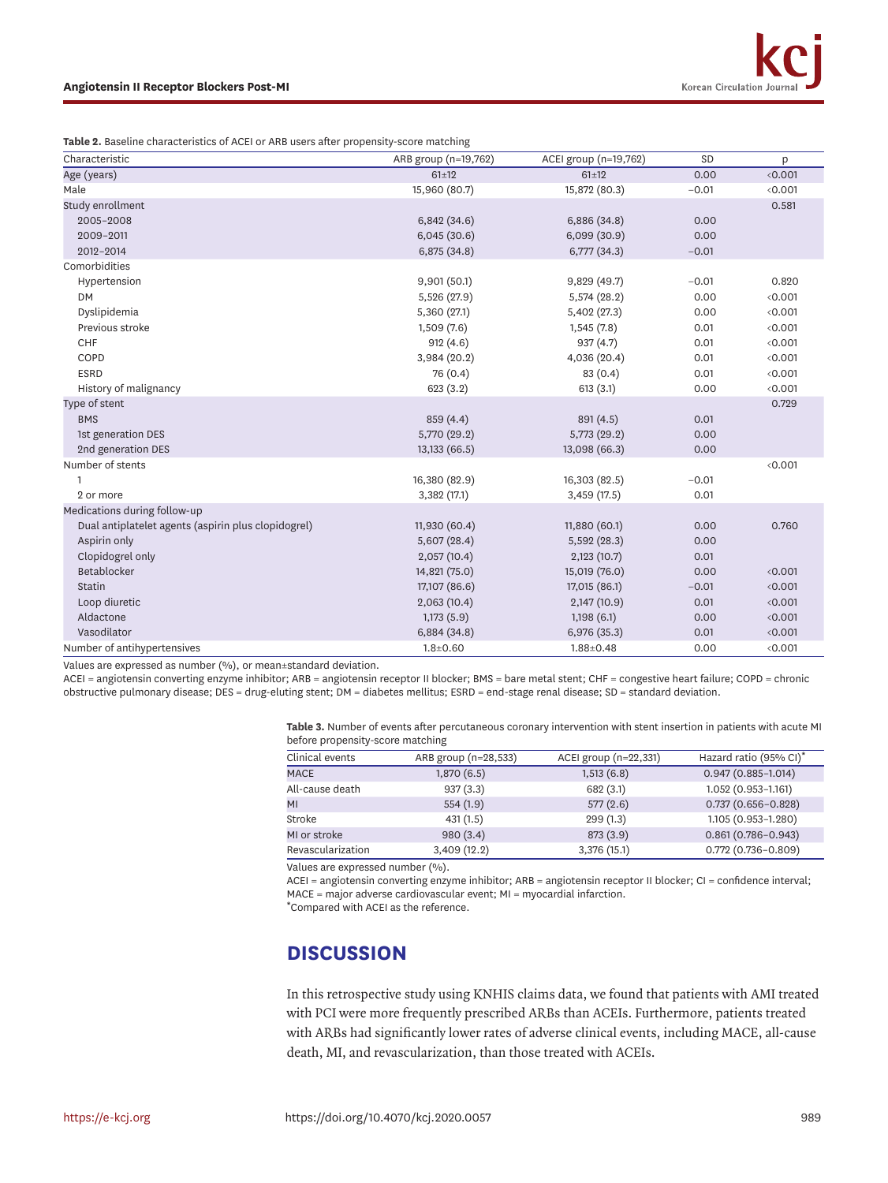**Table 2.** Baseline characteristics of ACEI or ARB users after propensity-score matching

| Characteristic | ARB group (n=19,762) | ACEI group (n=19,762) | SD | p |
|---|---|---|---|---|
| Age (years) | 61±12 | 61±12 | 0.00 | <0.001 |
| Male | 15,960 (80.7) | 15,872 (80.3) | −0.01 | <0.001 |
| Study enrollment | | | | 0.581 |
| 2005–2008 | 6,842 (34.6) | 6,886 (34.8) | 0.00 | |
| 2009–2011 | 6,045 (30.6) | 6,099 (30.9) | 0.00 | |
| 2012–2014 | 6,875 (34.8) | 6,777 (34.3) | −0.01 | |
| Comorbidities | | | | |
| Hypertension | 9,901 (50.1) | 9,829 (49.7) | −0.01 | 0.820 |
| DM | 5,526 (27.9) | 5,574 (28.2) | 0.00 | <0.001 |
| Dyslipidemia | 5,360 (27.1) | 5,402 (27.3) | 0.00 | <0.001 |
| Previous stroke | 1,509 (7.6) | 1,545 (7.8) | 0.01 | <0.001 |
| CHF | 912 (4.6) | 937 (4.7) | 0.01 | <0.001 |
| COPD | 3,984 (20.2) | 4,036 (20.4) | 0.01 | <0.001 |
| ESRD | 76 (0.4) | 83 (0.4) | 0.01 | <0.001 |
| History of malignancy | 623 (3.2) | 613 (3.1) | 0.00 | <0.001 |
| Type of stent | | | | 0.729 |
| BMS | 859 (4.4) | 891 (4.5) | 0.01 | |
| 1st generation DES | 5,770 (29.2) | 5,773 (29.2) | 0.00 | |
| 2nd generation DES | 13,133 (66.5) | 13,098 (66.3) | 0.00 | |
| Number of stents | | | | <0.001 |
| 1 | 16,380 (82.9) | 16,303 (82.5) | −0.01 | |
| 2 or more | 3,382 (17.1) | 3,459 (17.5) | 0.01 | |
| Medications during follow-up | | | | |
| Dual antiplatelet agents (aspirin plus clopidogrel) | 11,930 (60.4) | 11,880 (60.1) | 0.00 | 0.760 |
| Aspirin only | 5,607 (28.4) | 5,592 (28.3) | 0.00 | |
| Clopidogrel only | 2,057 (10.4) | 2,123 (10.7) | 0.01 | |
| Betablocker | 14,821 (75.0) | 15,019 (76.0) | 0.00 | <0.001 |
| Statin | 17,107 (86.6) | 17,015 (86.1) | −0.01 | <0.001 |
| Loop diuretic | 2,063 (10.4) | 2,147 (10.9) | 0.01 | <0.001 |
| Aldactone | 1,173 (5.9) | 1,198 (6.1) | 0.00 | <0.001 |
| Vasodilator | 6,884 (34.8) | 6,976 (35.3) | 0.01 | <0.001 |
| Number of antihypertensives | 1.8±0.60 | 1.88±0.48 | 0.00 | <0.001 |

Values are expressed as number (%), or mean±standard deviation.
ACEI = angiotensin converting enzyme inhibitor; ARB = angiotensin receptor II blocker; BMS = bare metal stent; CHF = congestive heart failure; COPD = chronic obstructive pulmonary disease; DES = drug-eluting stent; DM = diabetes mellitus; ESRD = end-stage renal disease; SD = standard deviation.

**Table 3.** Number of events after percutaneous coronary intervention with stent insertion in patients with acute MI before propensity-score matching

| Clinical events | ARB group (n=28,533) | ACEI group (n=22,331) | Hazard ratio (95% CI)* |
|---|---|---|---|
| MACE | 1,870 (6.5) | 1,513 (6.8) | 0.947 (0.885–1.014) |
| All-cause death | 937 (3.3) | 682 (3.1) | 1.052 (0.953–1.161) |
| MI | 554 (1.9) | 577 (2.6) | 0.737 (0.656–0.828) |
| Stroke | 431 (1.5) | 299 (1.3) | 1.105 (0.953–1.280) |
| MI or stroke | 980 (3.4) | 873 (3.9) | 0.861 (0.786–0.943) |
| Revascularization | 3,409 (12.2) | 3,376 (15.1) | 0.772 (0.736–0.809) |

Values are expressed number (%).
ACEI = angiotensin converting enzyme inhibitor; ARB = angiotensin receptor II blocker; CI = confidence interval; MACE = major adverse cardiovascular event; MI = myocardial infarction.
*Compared with ACEI as the reference.

## DISCUSSION

In this retrospective study using KNHIS claims data, we found that patients with AMI treated with PCI were more frequently prescribed ARBs than ACEIs. Furthermore, patients treated with ARBs had significantly lower rates of adverse clinical events, including MACE, all-cause death, MI, and revascularization, than those treated with ACEIs.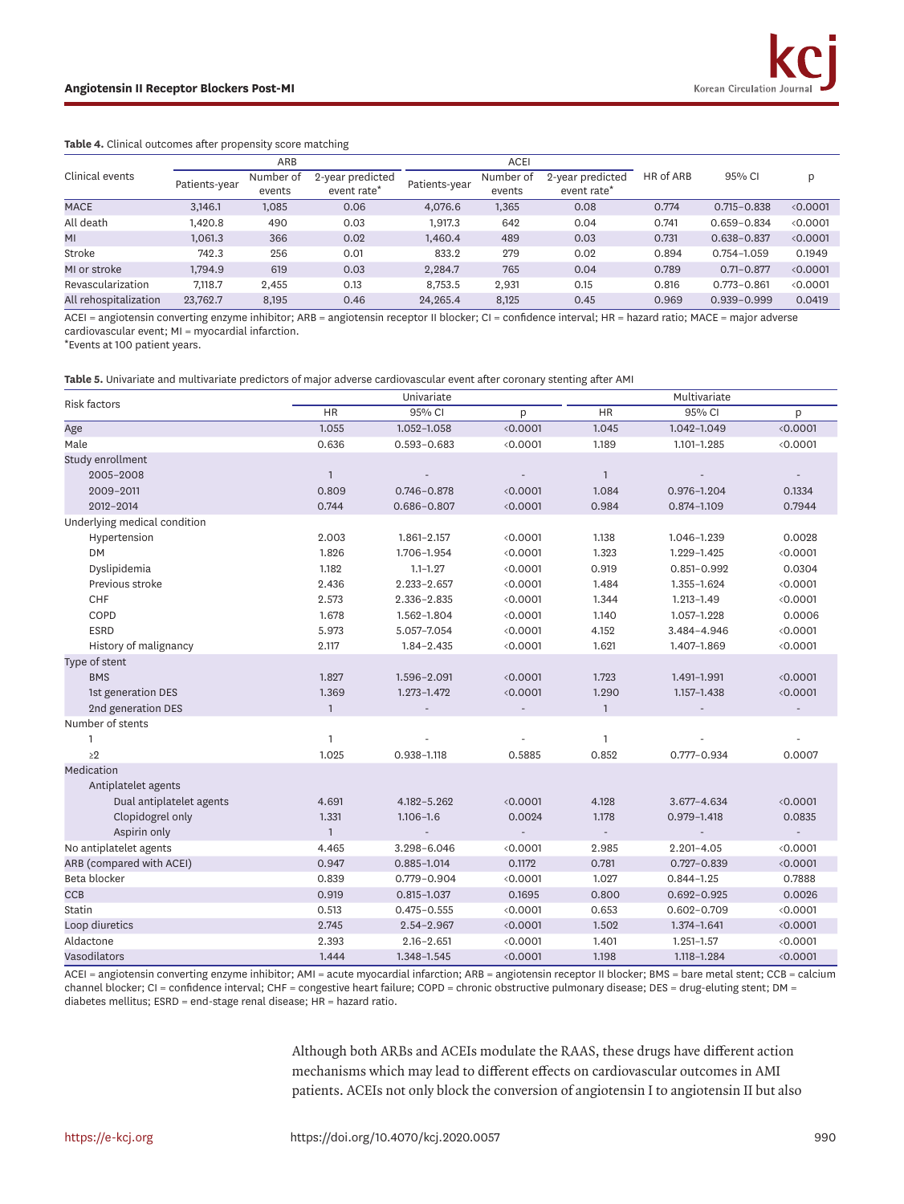**Table 4.** Clinical outcomes after propensity score matching

| Clinical events | ARB | | | ACEI | | | HR of ARB | 95% CI | p |
|---|---|---|---|---|---|---|---|---|---|
| | Patients-year | Number of events | 2-year predicted event rate* | Patients-year | Number of events | 2-year predicted event rate* | | | |
| MACE | 3,146.1 | 1,085 | 0.06 | 4,076.6 | 1,365 | 0.08 | 0.774 | 0.715–0.838 | <0.0001 |
| All death | 1,420.8 | 490 | 0.03 | 1,917.3 | 642 | 0.04 | 0.741 | 0.659–0.834 | <0.0001 |
| MI | 1,061.3 | 366 | 0.02 | 1,460.4 | 489 | 0.03 | 0.731 | 0.638–0.837 | <0.0001 |
| Stroke | 742.3 | 256 | 0.01 | 833.2 | 279 | 0.02 | 0.894 | 0.754–1.059 | 0.1949 |
| MI or stroke | 1,794.9 | 619 | 0.03 | 2,284.7 | 765 | 0.04 | 0.789 | 0.71–0.877 | <0.0001 |
| Revascularization | 7,118.7 | 2,455 | 0.13 | 8,753.5 | 2,931 | 0.15 | 0.816 | 0.773–0.861 | <0.0001 |
| All rehospitalization | 23,762.7 | 8,195 | 0.46 | 24,265.4 | 8,125 | 0.45 | 0.969 | 0.939–0.999 | 0.0419 |

ACEI = angiotensin converting enzyme inhibitor; ARB = angiotensin receptor II blocker; CI = confidence interval; HR = hazard ratio; MACE = major adverse cardiovascular event; MI = myocardial infarction.
*Events at 100 patient years.

**Table 5.** Univariate and multivariate predictors of major adverse cardiovascular event after coronary stenting after AMI

| Risk factors | Univariate | | | Multivariate | | |
|---|---|---|---|---|---|---|
| | HR | 95% CI | p | HR | 95% CI | p |
| Age | 1.055 | 1.052–1.058 | <0.0001 | 1.045 | 1.042–1.049 | <0.0001 |
| Male | 0.636 | 0.593–0.683 | <0.0001 | 1.189 | 1.101–1.285 | <0.0001 |
| Study enrollment | | | | | | |
| 2005–2008 | 1 | - | - | 1 | - | - |
| 2009–2011 | 0.809 | 0.746–0.878 | <0.0001 | 1.084 | 0.976–1.204 | 0.1334 |
| 2012–2014 | 0.744 | 0.686–0.807 | <0.0001 | 0.984 | 0.874–1.109 | 0.7944 |
| Underlying medical condition | | | | | | |
| Hypertension | 2.003 | 1.861–2.157 | <0.0001 | 1.138 | 1.046–1.239 | 0.0028 |
| DM | 1.826 | 1.706–1.954 | <0.0001 | 1.323 | 1.229–1.425 | <0.0001 |
| Dyslipidemia | 1.182 | 1.1–1.27 | <0.0001 | 0.919 | 0.851–0.992 | 0.0304 |
| Previous stroke | 2.436 | 2.233–2.657 | <0.0001 | 1.484 | 1.355–1.624 | <0.0001 |
| CHF | 2.573 | 2.336–2.835 | <0.0001 | 1.344 | 1.213–1.49 | <0.0001 |
| COPD | 1.678 | 1.562–1.804 | <0.0001 | 1.140 | 1.057–1.228 | 0.0006 |
| ESRD | 5.973 | 5.057–7.054 | <0.0001 | 4.152 | 3.484–4.946 | <0.0001 |
| History of malignancy | 2.117 | 1.84–2.435 | <0.0001 | 1.621 | 1.407–1.869 | <0.0001 |
| Type of stent | | | | | | |
| BMS | 1.827 | 1.596–2.091 | <0.0001 | 1.723 | 1.491–1.991 | <0.0001 |
| 1st generation DES | 1.369 | 1.273–1.472 | <0.0001 | 1.290 | 1.157–1.438 | <0.0001 |
| 2nd generation DES | 1 | - | - | 1 | - | - |
| Number of stents | | | | | | |
| 1 | 1 | - | - | 1 | - | - |
| ≥2 | 1.025 | 0.938–1.118 | 0.5885 | 0.852 | 0.777–0.934 | 0.0007 |
| Medication | | | | | | |
| Antiplatelet agents | | | | | | |
| Dual antiplatelet agents | 4.691 | 4.182–5.262 | <0.0001 | 4.128 | 3.677–4.634 | <0.0001 |
| Clopidogrel only | 1.331 | 1.106–1.6 | 0.0024 | 1.178 | 0.979–1.418 | 0.0835 |
| Aspirin only | 1 | - | - | - | - | - |
| No antiplatelet agents | 4.465 | 3.298–6.046 | <0.0001 | 2.985 | 2.201–4.05 | <0.0001 |
| ARB (compared with ACEI) | 0.947 | 0.885–1.014 | 0.1172 | 0.781 | 0.727–0.839 | <0.0001 |
| Beta blocker | 0.839 | 0.779–0.904 | <0.0001 | 1.027 | 0.844–1.25 | 0.7888 |
| CCB | 0.919 | 0.815–1.037 | 0.1695 | 0.800 | 0.692–0.925 | 0.0026 |
| Statin | 0.513 | 0.475–0.555 | <0.0001 | 0.653 | 0.602–0.709 | <0.0001 |
| Loop diuretics | 2.745 | 2.54–2.967 | <0.0001 | 1.502 | 1.374–1.641 | <0.0001 |
| Aldactone | 2.393 | 2.16–2.651 | <0.0001 | 1.401 | 1.251–1.57 | <0.0001 |
| Vasodilators | 1.444 | 1.348–1.545 | <0.0001 | 1.198 | 1.118–1.284 | <0.0001 |

ACEI = angiotensin converting enzyme inhibitor; AMI = acute myocardial infarction; ARB = angiotensin receptor II blocker; BMS = bare metal stent; CCB = calcium channel blocker; CI = confidence interval; CHF = congestive heart failure; COPD = chronic obstructive pulmonary disease; DES = drug-eluting stent; DM = diabetes mellitus; ESRD = end-stage renal disease; HR = hazard ratio.

Although both ARBs and ACEIs modulate the RAAS, these drugs have different action mechanisms which may lead to different effects on cardiovascular outcomes in AMI patients. ACEIs not only block the conversion of angiotensin I to angiotensin II but also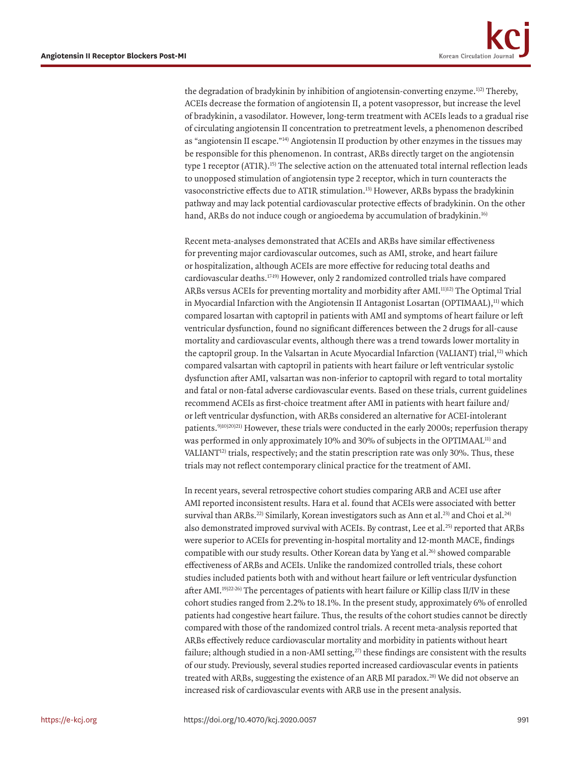the degradation of bradykinin by inhibition of angiotensin-converting enzyme.[1,2] Thereby, ACEIs decrease the formation of angiotensin II, a potent vasopressor, but increase the level of bradykinin, a vasodilator. However, long-term treatment with ACEIs leads to a gradual rise of circulating angiotensin II concentration to pretreatment levels, a phenomenon described as "angiotensin II escape."[14] Angiotensin II production by other enzymes in the tissues may be responsible for this phenomenon. In contrast, ARBs directly target on the angiotensin type 1 receptor (AT1R).[15] The selective action on the attenuated total internal reflection leads to unopposed stimulation of angiotensin type 2 receptor, which in turn counteracts the vasoconstrictive effects due to AT1R stimulation.[13] However, ARBs bypass the bradykinin pathway and may lack potential cardiovascular protective effects of bradykinin. On the other hand, ARBs do not induce cough or angioedema by accumulation of bradykinin.[16]

Recent meta-analyses demonstrated that ACEIs and ARBs have similar effectiveness for preventing major cardiovascular outcomes, such as AMI, stroke, and heart failure or hospitalization, although ACEIs are more effective for reducing total deaths and cardiovascular deaths.[17-19] However, only 2 randomized controlled trials have compared ARBs versus ACEIs for preventing mortality and morbidity after AMI.[11,12] The Optimal Trial in Myocardial Infarction with the Angiotensin II Antagonist Losartan (OPTIMAAL),[11] which compared losartan with captopril in patients with AMI and symptoms of heart failure or left ventricular dysfunction, found no significant differences between the 2 drugs for all-cause mortality and cardiovascular events, although there was a trend towards lower mortality in the captopril group. In the Valsartan in Acute Myocardial Infarction (VALIANT) trial,[12] which compared valsartan with captopril in patients with heart failure or left ventricular systolic dysfunction after AMI, valsartan was non-inferior to captopril with regard to total mortality and fatal or non-fatal adverse cardiovascular events. Based on these trials, current guidelines recommend ACEIs as first-choice treatment after AMI in patients with heart failure and/or left ventricular dysfunction, with ARBs considered an alternative for ACEI-intolerant patients.[9,10,20,21] However, these trials were conducted in the early 2000s; reperfusion therapy was performed in only approximately 10% and 30% of subjects in the OPTIMAAL[11] and VALIANT[12] trials, respectively; and the statin prescription rate was only 30%. Thus, these trials may not reflect contemporary clinical practice for the treatment of AMI.

In recent years, several retrospective cohort studies comparing ARB and ACEI use after AMI reported inconsistent results. Hara et al. found that ACEIs were associated with better survival than ARBs.[22] Similarly, Korean investigators such as Ann et al.[23] and Choi et al.[24] also demonstrated improved survival with ACEIs. By contrast, Lee et al.[25] reported that ARBs were superior to ACEIs for preventing in-hospital mortality and 12-month MACE, findings compatible with our study results. Other Korean data by Yang et al.[26] showed comparable effectiveness of ARBs and ACEIs. Unlike the randomized controlled trials, these cohort studies included patients both with and without heart failure or left ventricular dysfunction after AMI.[19,22-26] The percentages of patients with heart failure or Killip class II/IV in these cohort studies ranged from 2.2% to 18.1%. In the present study, approximately 6% of enrolled patients had congestive heart failure. Thus, the results of the cohort studies cannot be directly compared with those of the randomized control trials. A recent meta-analysis reported that ARBs effectively reduce cardiovascular mortality and morbidity in patients without heart failure; although studied in a non-AMI setting,[27] these findings are consistent with the results of our study. Previously, several studies reported increased cardiovascular events in patients treated with ARBs, suggesting the existence of an ARB MI paradox.[28] We did not observe an increased risk of cardiovascular events with ARB use in the present analysis.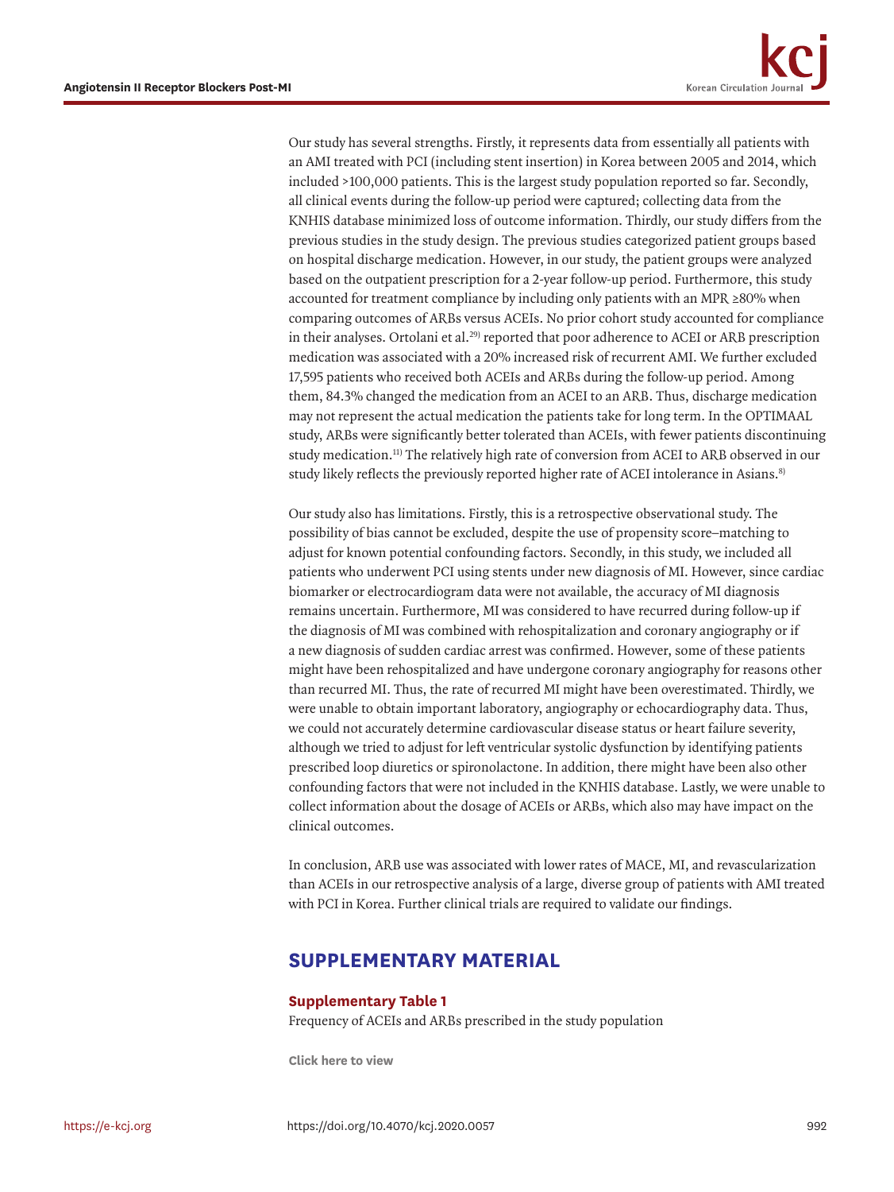Our study has several strengths. Firstly, it represents data from essentially all patients with an AMI treated with PCI (including stent insertion) in Korea between 2005 and 2014, which included >100,000 patients. This is the largest study population reported so far. Secondly, all clinical events during the follow-up period were captured; collecting data from the KNHIS database minimized loss of outcome information. Thirdly, our study differs from the previous studies in the study design. The previous studies categorized patient groups based on hospital discharge medication. However, in our study, the patient groups were analyzed based on the outpatient prescription for a 2-year follow-up period. Furthermore, this study accounted for treatment compliance by including only patients with an MPR ≥80% when comparing outcomes of ARBs versus ACEIs. No prior cohort study accounted for compliance in their analyses. Ortolani et al.[29] reported that poor adherence to ACEI or ARB prescription medication was associated with a 20% increased risk of recurrent AMI. We further excluded 17,595 patients who received both ACEIs and ARBs during the follow-up period. Among them, 84.3% changed the medication from an ACEI to an ARB. Thus, discharge medication may not represent the actual medication the patients take for long term. In the OPTIMAAL study, ARBs were significantly better tolerated than ACEIs, with fewer patients discontinuing study medication.[11] The relatively high rate of conversion from ACEI to ARB observed in our study likely reflects the previously reported higher rate of ACEI intolerance in Asians.[8]

Our study also has limitations. Firstly, this is a retrospective observational study. The possibility of bias cannot be excluded, despite the use of propensity score–matching to adjust for known potential confounding factors. Secondly, in this study, we included all patients who underwent PCI using stents under new diagnosis of MI. However, since cardiac biomarker or electrocardiogram data were not available, the accuracy of MI diagnosis remains uncertain. Furthermore, MI was considered to have recurred during follow-up if the diagnosis of MI was combined with rehospitalization and coronary angiography or if a new diagnosis of sudden cardiac arrest was confirmed. However, some of these patients might have been rehospitalized and have undergone coronary angiography for reasons other than recurred MI. Thus, the rate of recurred MI might have been overestimated. Thirdly, we were unable to obtain important laboratory, angiography or echocardiography data. Thus, we could not accurately determine cardiovascular disease status or heart failure severity, although we tried to adjust for left ventricular systolic dysfunction by identifying patients prescribed loop diuretics or spironolactone. In addition, there might have been also other confounding factors that were not included in the KNHIS database. Lastly, we were unable to collect information about the dosage of ACEIs or ARBs, which also may have impact on the clinical outcomes.

In conclusion, ARB use was associated with lower rates of MACE, MI, and revascularization than ACEIs in our retrospective analysis of a large, diverse group of patients with AMI treated with PCI in Korea. Further clinical trials are required to validate our findings.

## SUPPLEMENTARY MATERIAL

### Supplementary Table 1

Frequency of ACEIs and ARBs prescribed in the study population

Click here to view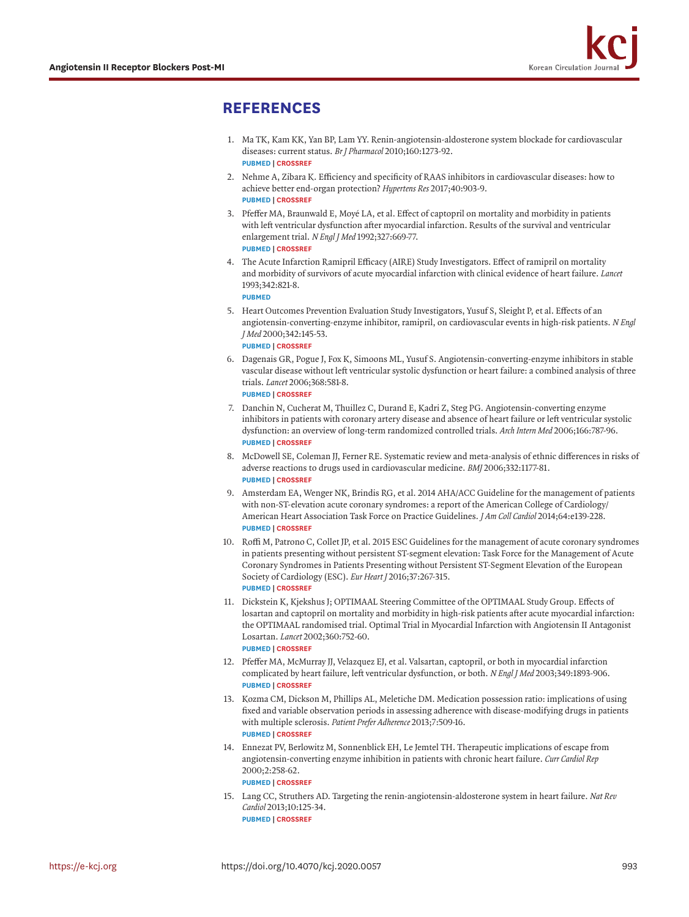## REFERENCES

1. Ma TK, Kam KK, Yan BP, Lam YY. Renin-angiotensin-aldosterone system blockade for cardiovascular diseases: current status. *Br J Pharmacol* 2010;160:1273-92.
   PUBMED | CROSSREF
2. Nehme A, Zibara K. Efficiency and specificity of RAAS inhibitors in cardiovascular diseases: how to achieve better end-organ protection? *Hypertens Res* 2017;40:903-9.
   PUBMED | CROSSREF
3. Pfeffer MA, Braunwald E, Moyé LA, et al. Effect of captopril on mortality and morbidity in patients with left ventricular dysfunction after myocardial infarction. Results of the survival and ventricular enlargement trial. *N Engl J Med* 1992;327:669-77.
   PUBMED | CROSSREF
4. The Acute Infarction Ramipril Efficacy (AIRE) Study Investigators. Effect of ramipril on mortality and morbidity of survivors of acute myocardial infarction with clinical evidence of heart failure. *Lancet* 1993;342:821-8.
   PUBMED
5. Heart Outcomes Prevention Evaluation Study Investigators, Yusuf S, Sleight P, et al. Effects of an angiotensin-converting-enzyme inhibitor, ramipril, on cardiovascular events in high-risk patients. *N Engl J Med* 2000;342:145-53.
   PUBMED | CROSSREF
6. Dagenais GR, Pogue J, Fox K, Simoons ML, Yusuf S. Angiotensin-converting-enzyme inhibitors in stable vascular disease without left ventricular systolic dysfunction or heart failure: a combined analysis of three trials. *Lancet* 2006;368:581-8.
   PUBMED | CROSSREF
7. Danchin N, Cucherat M, Thuillez C, Durand E, Kadri Z, Steg PG. Angiotensin-converting enzyme inhibitors in patients with coronary artery disease and absence of heart failure or left ventricular systolic dysfunction: an overview of long-term randomized controlled trials. *Arch Intern Med* 2006;166:787-96.
   PUBMED | CROSSREF
8. McDowell SE, Coleman JJ, Ferner RE. Systematic review and meta-analysis of ethnic differences in risks of adverse reactions to drugs used in cardiovascular medicine. *BMJ* 2006;332:1177-81.
   PUBMED | CROSSREF
9. Amsterdam EA, Wenger NK, Brindis RG, et al. 2014 AHA/ACC Guideline for the management of patients with non-ST-elevation acute coronary syndromes: a report of the American College of Cardiology/American Heart Association Task Force on Practice Guidelines. *J Am Coll Cardiol* 2014;64:e139-228.
   PUBMED | CROSSREF
10. Roffi M, Patrono C, Collet JP, et al. 2015 ESC Guidelines for the management of acute coronary syndromes in patients presenting without persistent ST-segment elevation: Task Force for the Management of Acute Coronary Syndromes in Patients Presenting without Persistent ST-Segment Elevation of the European Society of Cardiology (ESC). *Eur Heart J* 2016;37:267-315.
    PUBMED | CROSSREF
11. Dickstein K, Kjekshus J; OPTIMAAL Steering Committee of the OPTIMAAL Study Group. Effects of losartan and captopril on mortality and morbidity in high-risk patients after acute myocardial infarction: the OPTIMAAL randomised trial. Optimal Trial in Myocardial Infarction with Angiotensin II Antagonist Losartan. *Lancet* 2002;360:752-60.
    PUBMED | CROSSREF
12. Pfeffer MA, McMurray JJ, Velazquez EJ, et al. Valsartan, captopril, or both in myocardial infarction complicated by heart failure, left ventricular dysfunction, or both. *N Engl J Med* 2003;349:1893-906.
    PUBMED | CROSSREF
13. Kozma CM, Dickson M, Phillips AL, Meletiche DM. Medication possession ratio: implications of using fixed and variable observation periods in assessing adherence with disease-modifying drugs in patients with multiple sclerosis. *Patient Prefer Adherence* 2013;7:509-16.
    PUBMED | CROSSREF
14. Ennezat PV, Berlowitz M, Sonnenblick EH, Le Jemtel TH. Therapeutic implications of escape from angiotensin-converting enzyme inhibition in patients with chronic heart failure. *Curr Cardiol Rep* 2000;2:258-62.
    PUBMED | CROSSREF
15. Lang CC, Struthers AD. Targeting the renin-angiotensin-aldosterone system in heart failure. *Nat Rev Cardiol* 2013;10:125-34.
    PUBMED | CROSSREF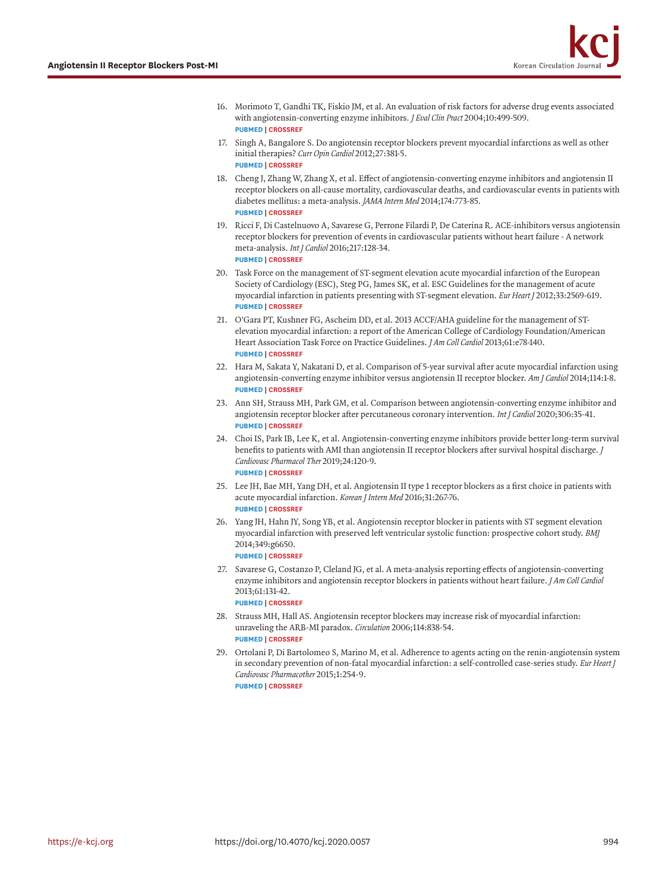16. Morimoto T, Gandhi TK, Fiskio JM, et al. An evaluation of risk factors for adverse drug events associated with angiotensin-converting enzyme inhibitors. *J Eval Clin Pract* 2004;10:499-509.
    PUBMED | CROSSREF
17. Singh A, Bangalore S. Do angiotensin receptor blockers prevent myocardial infarctions as well as other initial therapies? *Curr Opin Cardiol* 2012;27:381-5.
    PUBMED | CROSSREF
18. Cheng J, Zhang W, Zhang X, et al. Effect of angiotensin-converting enzyme inhibitors and angiotensin II receptor blockers on all-cause mortality, cardiovascular deaths, and cardiovascular events in patients with diabetes mellitus: a meta-analysis. *JAMA Intern Med* 2014;174:773-85.
    PUBMED | CROSSREF
19. Ricci F, Di Castelnuovo A, Savarese G, Perrone Filardi P, De Caterina R. ACE-inhibitors versus angiotensin receptor blockers for prevention of events in cardiovascular patients without heart failure - A network meta-analysis. *Int J Cardiol* 2016;217:128-34.
    PUBMED | CROSSREF
20. Task Force on the management of ST-segment elevation acute myocardial infarction of the European Society of Cardiology (ESC), Steg PG, James SK, et al. ESC Guidelines for the management of acute myocardial infarction in patients presenting with ST-segment elevation. *Eur Heart J* 2012;33:2569-619.
    PUBMED | CROSSREF
21. O'Gara PT, Kushner FG, Ascheim DD, et al. 2013 ACCF/AHA guideline for the management of ST-elevation myocardial infarction: a report of the American College of Cardiology Foundation/American Heart Association Task Force on Practice Guidelines. *J Am Coll Cardiol* 2013;61:e78-140.
    PUBMED | CROSSREF
22. Hara M, Sakata Y, Nakatani D, et al. Comparison of 5-year survival after acute myocardial infarction using angiotensin-converting enzyme inhibitor versus angiotensin II receptor blocker. *Am J Cardiol* 2014;114:1-8.
    PUBMED | CROSSREF
23. Ann SH, Strauss MH, Park GM, et al. Comparison between angiotensin-converting enzyme inhibitor and angiotensin receptor blocker after percutaneous coronary intervention. *Int J Cardiol* 2020;306:35-41.
    PUBMED | CROSSREF
24. Choi IS, Park IB, Lee K, et al. Angiotensin-converting enzyme inhibitors provide better long-term survival benefits to patients with AMI than angiotensin II receptor blockers after survival hospital discharge. *J Cardiovasc Pharmacol Ther* 2019;24:120-9.
    PUBMED | CROSSREF
25. Lee JH, Bae MH, Yang DH, et al. Angiotensin II type 1 receptor blockers as a first choice in patients with acute myocardial infarction. *Korean J Intern Med* 2016;31:267-76.
    PUBMED | CROSSREF
26. Yang JH, Hahn JY, Song YB, et al. Angiotensin receptor blocker in patients with ST segment elevation myocardial infarction with preserved left ventricular systolic function: prospective cohort study. *BMJ* 2014;349:g6650.
    PUBMED | CROSSREF
27. Savarese G, Costanzo P, Cleland JG, et al. A meta-analysis reporting effects of angiotensin-converting enzyme inhibitors and angiotensin receptor blockers in patients without heart failure. *J Am Coll Cardiol* 2013;61:131-42.
    PUBMED | CROSSREF
28. Strauss MH, Hall AS. Angiotensin receptor blockers may increase risk of myocardial infarction: unraveling the ARB-MI paradox. *Circulation* 2006;114:838-54.
    PUBMED | CROSSREF
29. Ortolani P, Di Bartolomeo S, Marino M, et al. Adherence to agents acting on the renin-angiotensin system in secondary prevention of non-fatal myocardial infarction: a self-controlled case-series study. *Eur Heart J Cardiovasc Pharmacother* 2015;1:254-9.
    PUBMED | CROSSREF